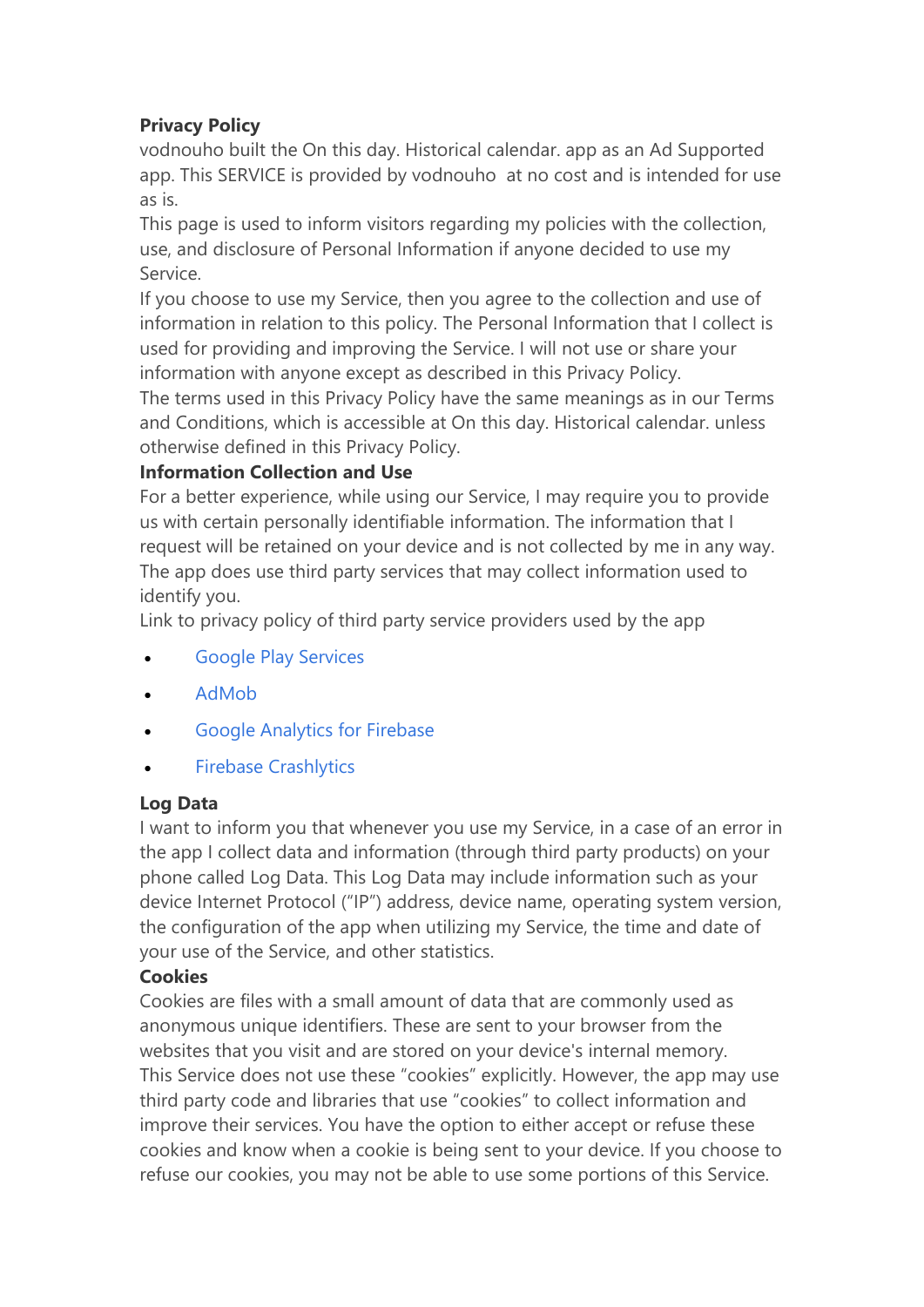**Privacy Policy**

vodnouho built the On this day. Historical calendar. app as an Ad Supported app. This SERVICE is provided by vodnouho at no cost and is intended for use as is.

This page is used to inform visitors regarding my policies with the collection, use, and disclosure of Personal Information if anyone decided to use my Service.

If you choose to use my Service, then you agree to the collection and use of information in relation to this policy. The Personal Information that I collect is used for providing and improving the Service. I will not use or share your information with anyone except as described in this Privacy Policy.

The terms used in this Privacy Policy have the same meanings as in our Terms and Conditions, which is accessible at On this day. Historical calendar. unless otherwise defined in this Privacy Policy.

**Information Collection and Use**

For a better experience, while using our Service, I may require you to provide us with certain personally identifiable information. The information that I request will be retained on your device and is not collected by me in any way.

The app does use third party services that may collect information used to identify you.

Link to privacy policy of third party service providers used by the app

- Google Play Services
- AdMob
- Google Analytics for Firebase
- Firebase Crashlytics

**Log Data**

I want to inform you that whenever you use my Service, in a case of an error in the app I collect data and information (through third party products) on your phone called Log Data. This Log Data may include information such as your device Internet Protocol ("IP") address, device name, operating system version, the configuration of the app when utilizing my Service, the time and date of your use of the Service, and other statistics.

**Cookies**

Cookies are files with a small amount of data that are commonly used as anonymous unique identifiers. These are sent to your browser from the websites that you visit and are stored on your device's internal memory.

This Service does not use these "cookies" explicitly. However, the app may use third party code and libraries that use "cookies" to collect information and improve their services. You have the option to either accept or refuse these cookies and know when a cookie is being sent to your device. If you choose to refuse our cookies, you may not be able to use some portions of this Service.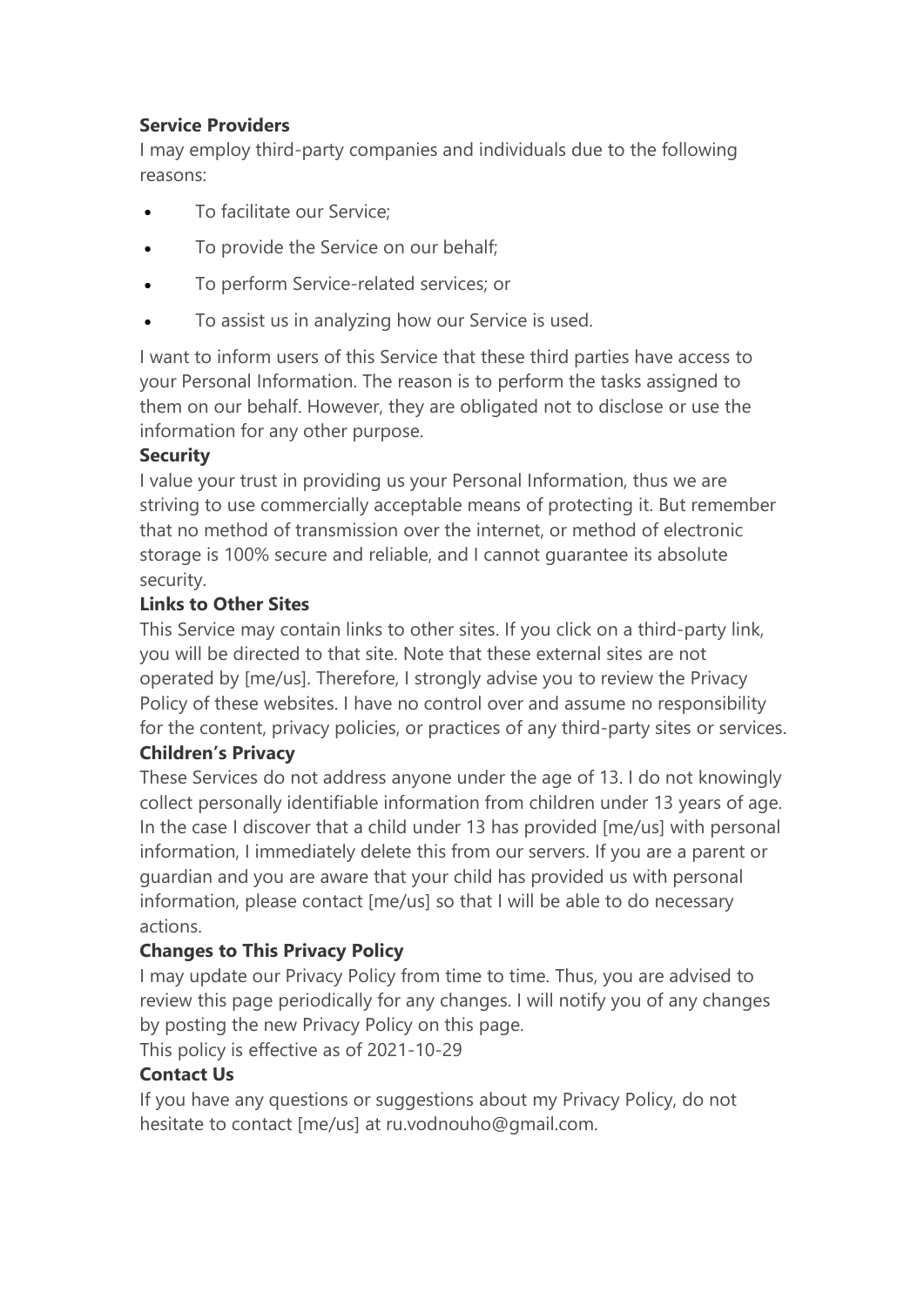**Service Providers**

I may employ third-party companies and individuals due to the following reasons:

- To facilitate our Service;
- To provide the Service on our behalf;
- To perform Service-related services; or
- To assist us in analyzing how our Service is used.

I want to inform users of this Service that these third parties have access to your Personal Information. The reason is to perform the tasks assigned to them on our behalf. However, they are obligated not to disclose or use the information for any other purpose.

**Security**

I value your trust in providing us your Personal Information, thus we are striving to use commercially acceptable means of protecting it. But remember that no method of transmission over the internet, or method of electronic storage is 100% secure and reliable, and I cannot guarantee its absolute security.

**Links to Other Sites**

This Service may contain links to other sites. If you click on a third-party link, you will be directed to that site. Note that these external sites are not operated by [me/us]. Therefore, I strongly advise you to review the Privacy Policy of these websites. I have no control over and assume no responsibility for the content, privacy policies, or practices of any third-party sites or services.

**Children's Privacy**

These Services do not address anyone under the age of 13. I do not knowingly collect personally identifiable information from children under 13 years of age. In the case I discover that a child under 13 has provided [me/us] with personal information, I immediately delete this from our servers. If you are a parent or guardian and you are aware that your child has provided us with personal information, please contact [me/us] so that I will be able to do necessary actions.

**Changes to This Privacy Policy**

I may update our Privacy Policy from time to time. Thus, you are advised to review this page periodically for any changes. I will notify you of any changes by posting the new Privacy Policy on this page.

This policy is effective as of 2021-10-29

**Contact Us**

If you have any questions or suggestions about my Privacy Policy, do not hesitate to contact [me/us] at ru.vodnouho@gmail.com.